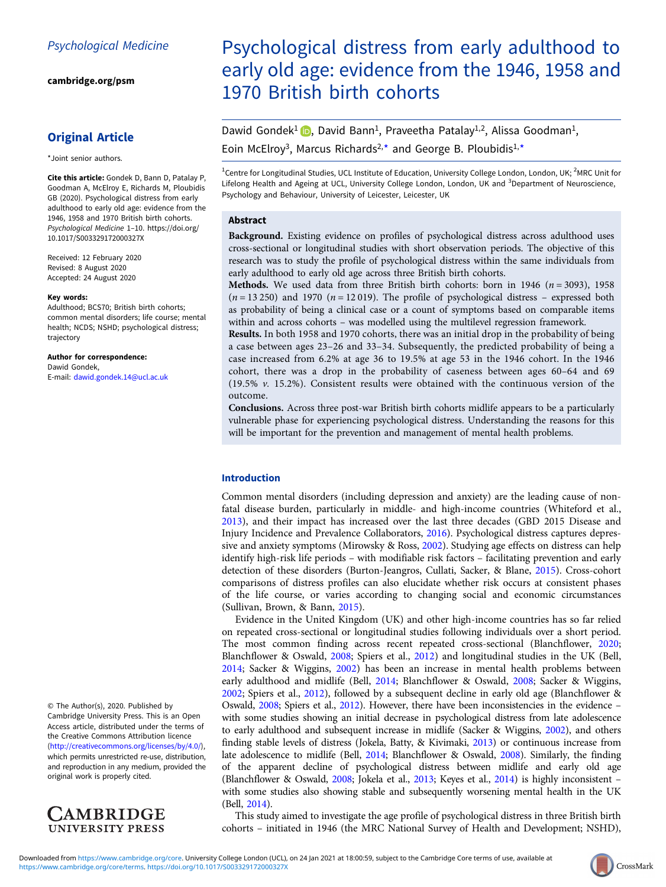# Psychological distress from early adulthood to early old age: evidence from the 1946, 1958 and 1970 British birth cohorts

Dawid Gondek[1], David Bann[1], Praveetha Patalay[1,2], Alissa Goodman[1], Eoin McElroy[3], Marcus Richards[2,*] and George B. Ploubidis[1,*]

[1]Centre for Longitudinal Studies, UCL Institute of Education, University College London, London, UK; [2]MRC Unit for Lifelong Health and Ageing at UCL, University College London, London, UK and [3]Department of Neuroscience, Psychology and Behaviour, University of Leicester, Leicester, UK

*Psychological Medicine*

cambridge.org/psm

**Original Article**

*Joint senior authors.

**Cite this article:** Gondek D, Bann D, Patalay P, Goodman A, McElroy E, Richards M, Ploubidis GB (2020). Psychological distress from early adulthood to early old age: evidence from the 1946, 1958 and 1970 British birth cohorts. *Psychological Medicine* 1–10. https://doi.org/10.1017/S003329172000327X

Received: 12 February 2020
Revised: 8 August 2020
Accepted: 24 August 2020

**Key words:**
Adulthood; BCS70; British birth cohorts; common mental disorders; life course; mental health; NCDS; NSHD; psychological distress; trajectory

**Author for correspondence:**
Dawid Gondek,
E-mail: dawid.gondek.14@ucl.ac.uk

© The Author(s), 2020. Published by Cambridge University Press. This is an Open Access article, distributed under the terms of the Creative Commons Attribution licence (http://creativecommons.org/licenses/by/4.0/), which permits unre-stricted re-use, distribution, and reproduction in any medium, provided the original work is properly cited.

## Abstract

**Background.** Existing evidence on profiles of psychological distress across adulthood uses cross-sectional or longitudinal studies with short observation periods. The objective of this research was to study the profile of psychological distress within the same individuals from early adulthood to early old age across three British birth cohorts.

**Methods.** We used data from three British birth cohorts: born in 1946 ($n = 3093$), 1958 ($n = 13\,250$) and 1970 ($n = 12\,019$). The profile of psychological distress – expressed both as probability of being a clinical case or a count of symptoms based on comparable items within and across cohorts – was modelled using the multilevel regression framework.

**Results.** In both 1958 and 1970 cohorts, there was an initial drop in the probability of being a case between ages 23–26 and 33–34. Subsequently, the predicted probability of being a case increased from 6.2% at age 36 to 19.5% at age 53 in the 1946 cohort. In the 1946 cohort, there was a drop in the probability of caseness between ages 60–64 and 69 (19.5% *v.* 15.2%). Consistent results were obtained with the continuous version of the outcome.

**Conclusions.** Across three post-war British birth cohorts midlife appears to be a particularly vulnerable phase for experiencing psychological distress. Understanding the reasons for this will be important for the prevention and management of mental health problems.

## Introduction

Common mental disorders (including depression and anxiety) are the leading cause of non-fatal disease burden, particularly in middle- and high-income countries (Whiteford et al., 2013), and their impact has increased over the last three decades (GBD 2015 Disease and Injury Incidence and Prevalence Collaborators, 2016). Psychological distress captures depressive and anxiety symptoms (Mirowsky & Ross, 2002). Studying age effects on distress can help identify high-risk life periods – with modifiable risk factors – facilitating prevention and early detection of these disorders (Burton-Jeangros, Cullati, Sacker, & Blane, 2015). Cross-cohort comparisons of distress profiles can also elucidate whether risk occurs at consistent phases of the life course, or varies according to changing social and economic circumstances (Sullivan, Brown, & Bann, 2015).

Evidence in the United Kingdom (UK) and other high-income countries has so far relied on repeated cross-sectional or longitudinal studies following individuals over a short period. The most common finding across recent repeated cross-sectional (Blanchflower, 2020; Blanchflower & Oswald, 2008; Spiers et al., 2012) and longitudinal studies in the UK (Bell, 2014; Sacker & Wiggins, 2002) has been an increase in mental health problems between early adulthood and midlife (Bell, 2014; Blanchflower & Oswald, 2008; Sacker & Wiggins, 2002; Spiers et al., 2012), followed by a subsequent decline in early old age (Blanchflower & Oswald, 2008; Spiers et al., 2012). However, there have been inconsistencies in the evidence – with some studies showing an initial decrease in psychological distress from late adolescence to early adulthood and subsequent increase in midlife (Sacker & Wiggins, 2002), and others finding stable levels of distress (Jokela, Batty, & Kivimaki, 2013) or continuous increase from late adolescence to midlife (Bell, 2014; Blanchflower & Oswald, 2008). Similarly, the finding of the apparent decline of psychological distress between midlife and early old age (Blanchflower & Oswald, 2008; Jokela et al., 2013; Keyes et al., 2014) is highly inconsistent – with some studies also showing stable and subsequently worsening mental health in the UK (Bell, 2014).

This study aimed to investigate the age profile of psychological distress in three British birth cohorts – initiated in 1946 (the MRC National Survey of Health and Development; NSHD),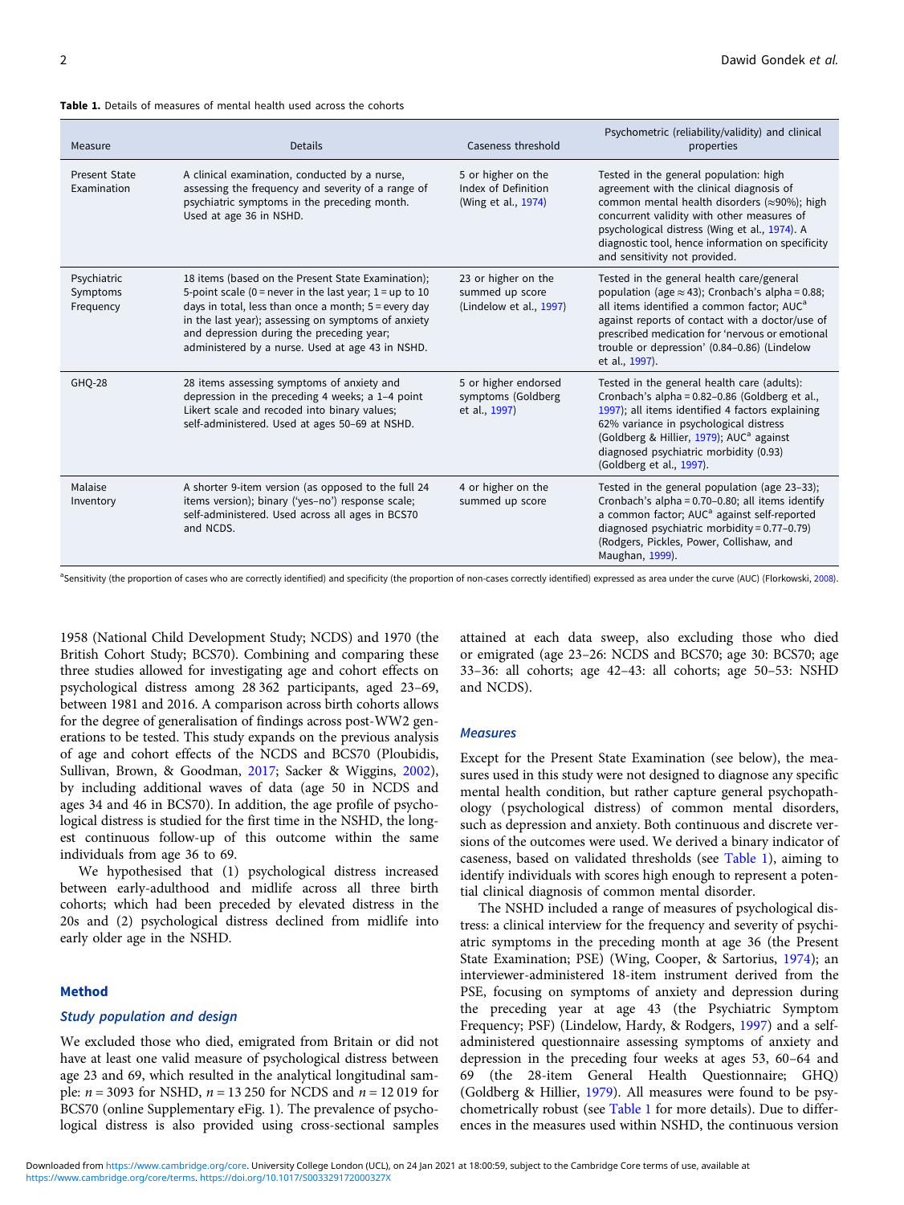**Table 1.** Details of measures of mental health used across the cohorts

| Measure | Details | Caseness threshold | Psychometric (reliability/validity) and clinical properties |
|---|---|---|---|
| Present State Examination | A clinical examination, conducted by a nurse, assessing the frequency and severity of a range of psychiatric symptoms in the preceding month. Used at age 36 in NSHD. | 5 or higher on the Index of Definition (Wing et al., 1974) | Tested in the general population: high agreement with the clinical diagnosis of common mental health disorders (≈90%); high concurrent validity with other measures of psychological distress (Wing et al., 1974). A diagnostic tool, hence information on specificity and sensitivity not provided. |
| Psychiatric Symptoms Frequency | 18 items (based on the Present State Examination); 5-point scale (0 = never in the last year; 1 = up to 10 days in total, less than once a month; 5 = every day in the last year); assessing on symptoms of anxiety and depression during the preceding year; administered by a nurse. Used at age 43 in NSHD. | 23 or higher on the summed up score (Lindelow et al., 1997) | Tested in the general health care/general population (age ≈ 43); Cronbach's alpha = 0.88; all items identified a common factor; AUC[a] against reports of contact with a doctor/use of prescribed medication for 'nervous or emotional trouble or depression' (0.84–0.86) (Lindelow et al., 1997). |
| GHQ-28 | 28 items assessing symptoms of anxiety and depression in the preceding 4 weeks; a 1–4 point Likert scale and recoded into binary values; self-administered. Used at ages 50–69 at NSHD. | 5 or higher endorsed symptoms (Goldberg et al., 1997) | Tested in the general health care (adults): Cronbach's alpha = 0.82–0.86 (Goldberg et al., 1997); all items identified 4 factors explaining 62% variance in psychological distress (Goldberg & Hillier, 1979); AUC[a] against diagnosed psychiatric morbidity (0.93) (Goldberg et al., 1997). |
| Malaise Inventory | A shorter 9-item version (as opposed to the full 24 items version); binary ('yes–no') response scale; self-administered. Used across all ages in BCS70 and NCDS. | 4 or higher on the summed up score | Tested in the general population (age 23–33); Cronbach's alpha = 0.70–0.80; all items identify a common factor; AUC[a] against self-reported diagnosed psychiatric morbidity = 0.77–0.79) (Rodgers, Pickles, Power, Collishaw, and Maughan, 1999). |

[a]Sensitivity (the proportion of cases who are correctly identified) and specificity (the proportion of non-cases correctly identified) expressed as area under the curve (AUC) (Florkowski, 2008).

1958 (National Child Development Study; NCDS) and 1970 (the British Cohort Study; BCS70). Combining and comparing these three studies allowed for investigating age and cohort effects on psychological distress among 28 362 participants, aged 23–69, between 1981 and 2016. A comparison across birth cohorts allows for the degree of generalisation of findings across post-WW2 generations to be tested. This study expands on the previous analysis of age and cohort effects of the NCDS and BCS70 (Ploubidis, Sullivan, Brown, & Goodman, 2017; Sacker & Wiggins, 2002), by including additional waves of data (age 50 in NCDS and ages 34 and 46 in BCS70). In addition, the age profile of psychological distress is studied for the first time in the NSHD, the longest continuous follow-up of this outcome within the same individuals from age 36 to 69.

We hypothesised that (1) psychological distress increased between early-adulthood and midlife across all three birth cohorts; which had been preceded by elevated distress in the 20s and (2) psychological distress declined from midlife into early older age in the NSHD.

## Method

### Study population and design

We excluded those who died, emigrated from Britain or did not have at least one valid measure of psychological distress between age 23 and 69, which resulted in the analytical longitudinal sample: $n = 3093$ for NSHD, $n = 13\,250$ for NCDS and $n = 12\,019$ for BCS70 (online Supplementary eFig. 1). The prevalence of psychological distress is also provided using cross-sectional samples attained at each data sweep, also excluding those who died or emigrated (age 23–26: NCDS and BCS70; age 30: BCS70; age 33–36: all cohorts; age 42–43: all cohorts; age 50–53: NSHD and NCDS).

### Measures

Except for the Present State Examination (see below), the measures used in this study were not designed to diagnose any specific mental health condition, but rather capture general psychopathology (psychological distress) of common mental disorders, such as depression and anxiety. Both continuous and discrete versions of the outcomes were used. We derived a binary indicator of caseness, based on validated thresholds (see Table 1), aiming to identify individuals with scores high enough to represent a potential clinical diagnosis of common mental disorder.

The NSHD included a range of measures of psychological distress: a clinical interview for the frequency and severity of psychiatric symptoms in the preceding month at age 36 (the Present State Examination; PSE) (Wing, Cooper, & Sartorius, 1974); an interviewer-administered 18-item instrument derived from the PSE, focusing on symptoms of anxiety and depression during the preceding year at age 43 (the Psychiatric Symptom Frequency; PSF) (Lindelow, Hardy, & Rodgers, 1997) and a self-administered questionnaire assessing symptoms of anxiety and depression in the preceding four weeks at ages 53, 60–64 and 69 (the 28-item General Health Questionnaire; GHQ) (Goldberg & Hillier, 1979). All measures were found to be psychometrically robust (see Table 1 for more details). Due to differences in the measures used within NSHD, the continuous version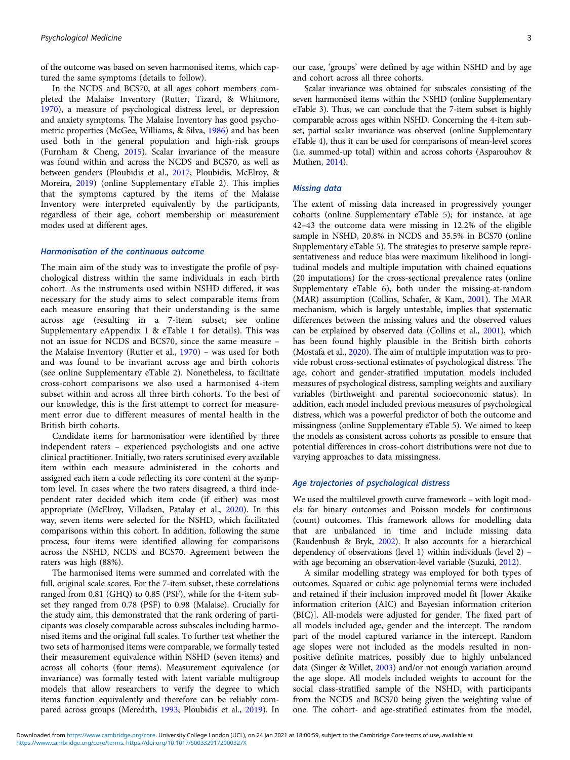of the outcome was based on seven harmonised items, which captured the same symptoms (details to follow).

In the NCDS and BCS70, at all ages cohort members completed the Malaise Inventory (Rutter, Tizard, & Whitmore, 1970), a measure of psychological distress level, or depression and anxiety symptoms. The Malaise Inventory has good psychometric properties (McGee, Williams, & Silva, 1986) and has been used both in the general population and high-risk groups (Furnham & Cheng, 2015). Scalar invariance of the measure was found within and across the NCDS and BCS70, as well as between genders (Ploubidis et al., 2017; Ploubidis, McElroy, & Moreira, 2019) (online Supplementary eTable 2). This implies that the symptoms captured by the items of the Malaise Inventory were interpreted equivalently by the participants, regardless of their age, cohort membership or measurement modes used at different ages.

### Harmonisation of the continuous outcome

The main aim of the study was to investigate the profile of psychological distress within the same individuals in each birth cohort. As the instruments used within NSHD differed, it was necessary for the study aims to select comparable items from each measure ensuring that their understanding is the same across age (resulting in a 7-item subset; see online Supplementary eAppendix 1 & eTable 1 for details). This was not an issue for NCDS and BCS70, since the same measure – the Malaise Inventory (Rutter et al., 1970) – was used for both and was found to be invariant across age and birth cohorts (see online Supplementary eTable 2). Nonetheless, to facilitate cross-cohort comparisons we also used a harmonised 4-item subset within and across all three birth cohorts. To the best of our knowledge, this is the first attempt to correct for measurement error due to different measures of mental health in the British birth cohorts.

Candidate items for harmonisation were identified by three independent raters – experienced psychologists and one active clinical practitioner. Initially, two raters scrutinised every available item within each measure administered in the cohorts and assigned each item a code reflecting its core content at the symptom level. In cases where the two raters disagreed, a third independent rater decided which item code (if either) was most appropriate (McElroy, Villadsen, Patalay et al., 2020). In this way, seven items were selected for the NSHD, which facilitated comparisons within this cohort. In addition, following the same process, four items were identified allowing for comparisons across the NSHD, NCDS and BCS70. Agreement between the raters was high (88%).

The harmonised items were summed and correlated with the full, original scale scores. For the 7-item subset, these correlations ranged from 0.81 (GHQ) to 0.85 (PSF), while for the 4-item subset they ranged from 0.78 (PSF) to 0.98 (Malaise). Crucially for the study aim, this demonstrated that the rank ordering of participants was closely comparable across subscales including harmonised items and the original full scales. To further test whether the two sets of harmonised items were comparable, we formally tested their measurement equivalence within NSHD (seven items) and across all cohorts (four items). Measurement equivalence (or invariance) was formally tested with latent variable multigroup models that allow researchers to verify the degree to which items function equivalently and therefore can be reliably compared across groups (Meredith, 1993; Ploubidis et al., 2019). In our case, 'groups' were defined by age within NSHD and by age and cohort across all three cohorts.

Scalar invariance was obtained for subscales consisting of the seven harmonised items within the NSHD (online Supplementary eTable 3). Thus, we can conclude that the 7-item subset is highly comparable across ages within NSHD. Concerning the 4-item subset, partial scalar invariance was observed (online Supplementary eTable 4), thus it can be used for comparisons of mean-level scores (i.e. summed-up total) within and across cohorts (Asparouhov & Muthen, 2014).

### Missing data

The extent of missing data increased in progressively younger cohorts (online Supplementary eTable 5); for instance, at age 42–43 the outcome data were missing in 12.2% of the eligible sample in NSHD, 20.8% in NCDS and 35.5% in BCS70 (online Supplementary eTable 5). The strategies to preserve sample representativeness and reduce bias were maximum likelihood in longitudinal models and multiple imputation with chained equations (20 imputations) for the cross-sectional prevalence rates (online Supplementary eTable 6), both under the missing-at-random (MAR) assumption (Collins, Schafer, & Kam, 2001). The MAR mechanism, which is largely untestable, implies that systematic differences between the missing values and the observed values can be explained by observed data (Collins et al., 2001), which has been found highly plausible in the British birth cohorts (Mostafa et al., 2020). The aim of multiple imputation was to provide robust cross-sectional estimates of psychological distress. The age, cohort and gender-stratified imputation models included measures of psychological distress, sampling weights and auxiliary variables (birthweight and parental socioeconomic status). In addition, each model included previous measures of psychological distress, which was a powerful predictor of both the outcome and missingness (online Supplementary eTable 5). We aimed to keep the models as consistent across cohorts as possible to ensure that potential differences in cross-cohort distributions were not due to varying approaches to data missingness.

### Age trajectories of psychological distress

We used the multilevel growth curve framework – with logit models for binary outcomes and Poisson models for continuous (count) outcomes. This framework allows for modelling data that are unbalanced in time and include missing data (Raudenbush & Bryk, 2002). It also accounts for a hierarchical dependency of observations (level 1) within individuals (level 2) – with age becoming an observation-level variable (Suzuki, 2012).

A similar modelling strategy was employed for both types of outcomes. Squared or cubic age polynomial terms were included and retained if their inclusion improved model fit [lower Akaike information criterion (AIC) and Bayesian information criterion (BIC)]. All-models were adjusted for gender. The fixed part of all models included age, gender and the intercept. The random part of the model captured variance in the intercept. Random age slopes were not included as the models resulted in non-positive definite matrices, possibly due to highly unbalanced data (Singer & Willet, 2003) and/or not enough variation around the age slope. All models included weights to account for the social class-stratified sample of the NSHD, with participants from the NCDS and BCS70 being given the weighting value of one. The cohort- and age-stratified estimates from the model,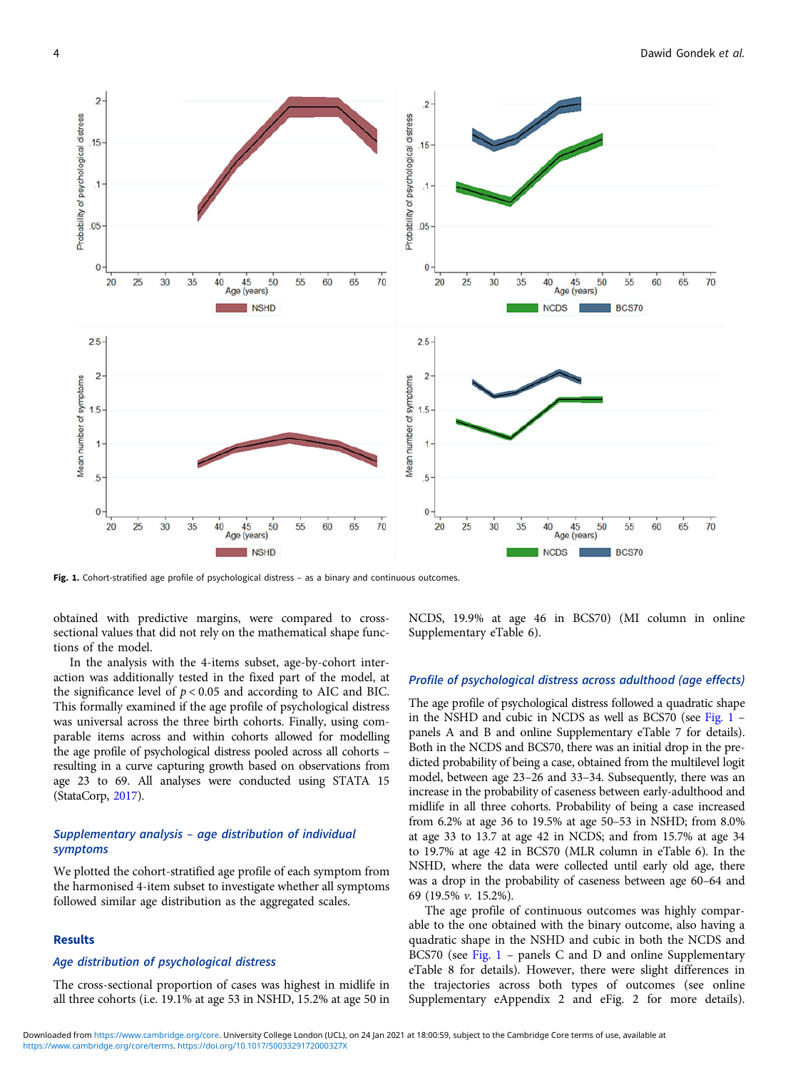Fig. 1. Cohort-stratified age profile of psychological distress – as a binary and continuous outcomes.

obtained with predictive margins, were compared to cross-sectional values that did not rely on the mathematical shape functions of the model.

In the analysis with the 4-items subset, age-by-cohort interaction was additionally tested in the fixed part of the model, at the significance level of $p < 0.05$ and according to AIC and BIC. This formally examined if the age profile of psychological distress was universal across the three birth cohorts. Finally, using comparable items across and within cohorts allowed for modelling the age profile of psychological distress pooled across all cohorts – resulting in a curve capturing growth based on observations from age 23 to 69. All analyses were conducted using STATA 15 (StataCorp, 2017).

### *Supplementary analysis – age distribution of individual symptoms*

We plotted the cohort-stratified age profile of each symptom from the harmonised 4-item subset to investigate whether all symptoms followed similar age distribution as the aggregated scales.

## Results

### *Age distribution of psychological distress*

The cross-sectional proportion of cases was highest in midlife in all three cohorts (i.e. 19.1% at age 53 in NSHD, 15.2% at age 50 in NCDS, 19.9% at age 46 in BCS70) (MI column in online Supplementary eTable 6).

### *Profile of psychological distress across adulthood (age effects)*

The age profile of psychological distress followed a quadratic shape in the NSHD and cubic in NCDS as well as BCS70 (see Fig. 1 – panels A and B and online Supplementary eTable 7 for details). Both in the NCDS and BCS70, there was an initial drop in the predicted probability of being a case, obtained from the multilevel logit model, between age 23–26 and 33–34. Subsequently, there was an increase in the probability of caseness between early-adulthood and midlife in all three cohorts. Probability of being a case increased from 6.2% at age 36 to 19.5% at age 50–53 in NSHD; from 8.0% at age 33 to 13.7 at age 42 in NCDS; and from 15.7% at age 34 to 19.7% at age 42 in BCS70 (MLR column in eTable 6). In the NSHD, where the data were collected until early old age, there was a drop in the probability of caseness between age 60–64 and 69 (19.5% *v.* 15.2%).

The age profile of continuous outcomes was highly comparable to the one obtained with the binary outcome, also having a quadratic shape in the NSHD and cubic in both the NCDS and BCS70 (see Fig. 1 – panels C and D and online Supplementary eTable 8 for details). However, there were slight differences in the trajectories across both types of outcomes (see online Supplementary eAppendix 2 and eFig. 2 for more details).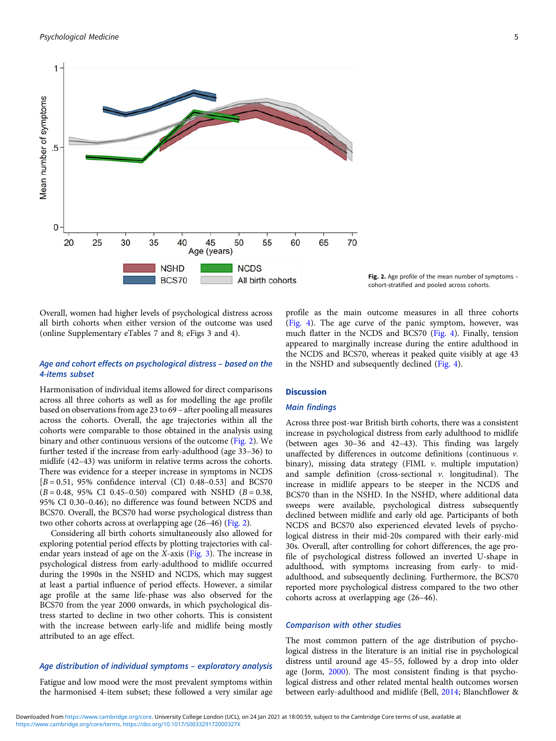Fig. 2. Age profile of the mean number of symptoms – cohort-stratified and pooled across cohorts.

Overall, women had higher levels of psychological distress across all birth cohorts when either version of the outcome was used (online Supplementary eTables 7 and 8; eFigs 3 and 4).

### *Age and cohort effects on psychological distress – based on the 4-items subset*

Harmonisation of individual items allowed for direct comparisons across all three cohorts as well as for modelling the age profile based on observations from age 23 to 69 – after pooling all measures across the cohorts. Overall, the age trajectories within all the cohorts were comparable to those obtained in the analysis using binary and other continuous versions of the outcome (Fig. 2). We further tested if the increase from early-adulthood (age 33–36) to midlife (42–43) was uniform in relative terms across the cohorts. There was evidence for a steeper increase in symptoms in NCDS [$B = 0.51$, 95% confidence interval (CI) 0.48–0.53] and BCS70 ($B = 0.48$, 95% CI 0.45–0.50) compared with NSHD ($B = 0.38$, 95% CI 0.30–0.46); no difference was found between NCDS and BCS70. Overall, the BCS70 had worse psychological distress than two other cohorts across at overlapping age (26–46) (Fig. 2).

Considering all birth cohorts simultaneously also allowed for exploring potential period effects by plotting trajectories with calendar years instead of age on the *X*-axis (Fig. 3). The increase in psychological distress from early-adulthood to midlife occurred during the 1990s in the NSHD and NCDS, which may suggest at least a partial influence of period effects. However, a similar age profile at the same life-phase was also observed for the BCS70 from the year 2000 onwards, in which psychological distress started to decline in two other cohorts. This is consistent with the increase between early-life and midlife being mostly attributed to an age effect.

### *Age distribution of individual symptoms – exploratory analysis*

Fatigue and low mood were the most prevalent symptoms within the harmonised 4-item subset; these followed a very similar age profile as the main outcome measures in all three cohorts (Fig. 4). The age curve of the panic symptom, however, was much flatter in the NCDS and BCS70 (Fig. 4). Finally, tension appeared to marginally increase during the entire adulthood in the NCDS and BCS70, whereas it peaked quite visibly at age 43 in the NSHD and subsequently declined (Fig. 4).

## Discussion

### *Main findings*

Across three post-war British birth cohorts, there was a consistent increase in psychological distress from early adulthood to midlife (between ages 30–36 and 42–43). This finding was largely unaffected by differences in outcome definitions (continuous *v.* binary), missing data strategy (FIML *v.* multiple imputation) and sample definition (cross-sectional *v.* longitudinal). The increase in midlife appears to be steeper in the NCDS and BCS70 than in the NSHD. In the NSHD, where additional data sweeps were available, psychological distress subsequently declined between midlife and early old age. Participants of both NCDS and BCS70 also experienced elevated levels of psychological distress in their mid-20s compared with their early-mid 30s. Overall, after controlling for cohort differences, the age profile of psychological distress followed an inverted U-shape in adulthood, with symptoms increasing from early- to mid-adulthood, and subsequently declining. Furthermore, the BCS70 reported more psychological distress compared to the two other cohorts across at overlapping age (26–46).

### *Comparison with other studies*

The most common pattern of the age distribution of psychological distress in the literature is an initial rise in psychological distress until around age 45–55, followed by a drop into older age (Jorm, 2000). The most consistent finding is that psychological distress and other related mental health outcomes worsen between early-adulthood and midlife (Bell, 2014; Blanchflower &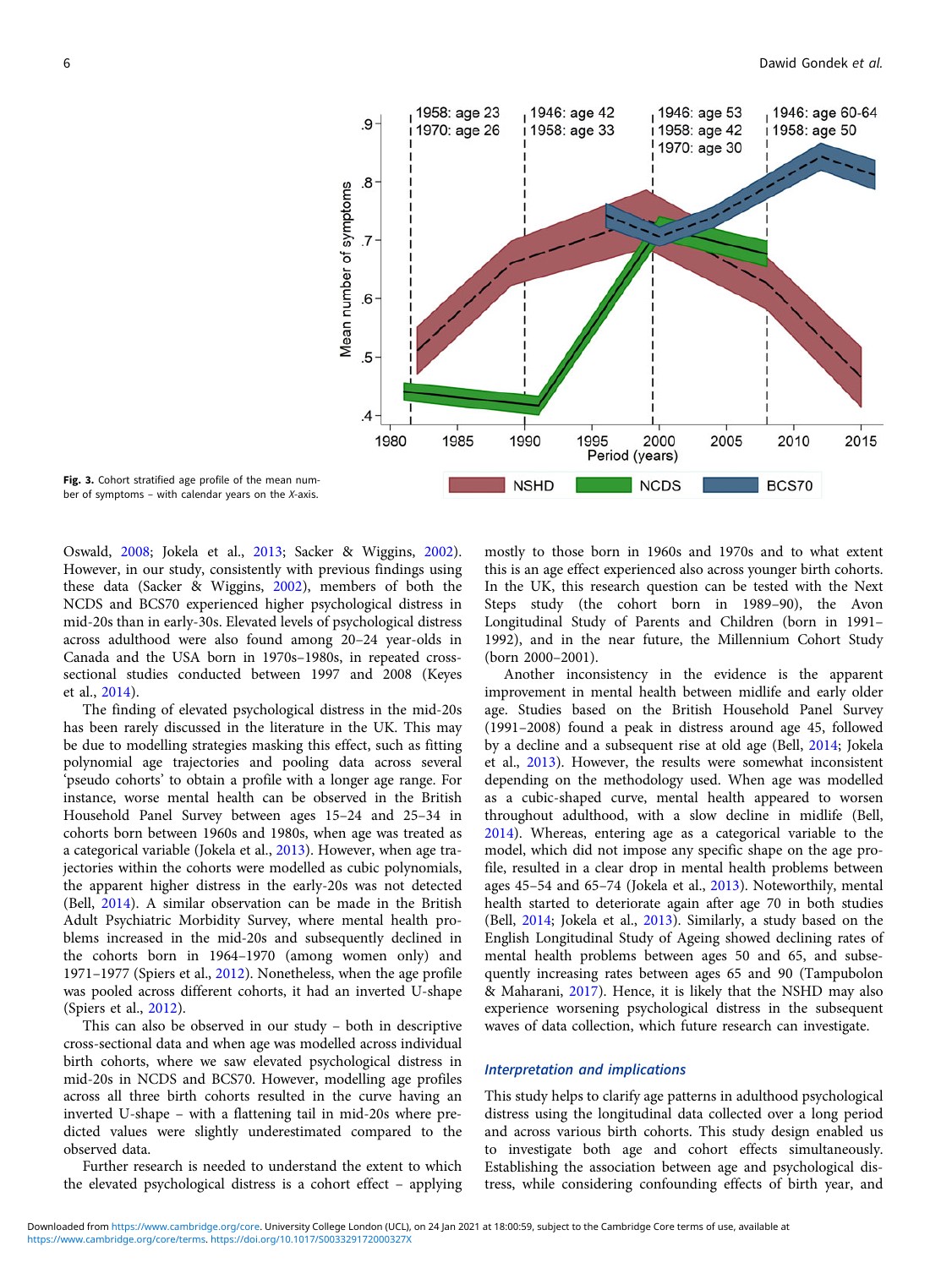Fig. 3. Cohort stratified age profile of the mean number of symptoms – with calendar years on the X-axis.

Oswald, 2008; Jokela et al., 2013; Sacker & Wiggins, 2002). However, in our study, consistently with previous findings using these data (Sacker & Wiggins, 2002), members of both the NCDS and BCS70 experienced higher psychological distress in mid-20s than in early-30s. Elevated levels of psychological distress across adulthood were also found among 20–24 year-olds in Canada and the USA born in 1970s–1980s, in repeated cross-sectional studies conducted between 1997 and 2008 (Keyes et al., 2014).

The finding of elevated psychological distress in the mid-20s has been rarely discussed in the literature in the UK. This may be due to modelling strategies masking this effect, such as fitting polynomial age trajectories and pooling data across several 'pseudo cohorts' to obtain a profile with a longer age range. For instance, worse mental health can be observed in the British Household Panel Survey between ages 15–24 and 25–34 in cohorts born between 1960s and 1980s, when age was treated as a categorical variable (Jokela et al., 2013). However, when age trajectories within the cohorts were modelled as cubic polynomials, the apparent higher distress in the early-20s was not detected (Bell, 2014). A similar observation can be made in the British Adult Psychiatric Morbidity Survey, where mental health problems increased in the mid-20s and subsequently declined in the cohorts born in 1964–1970 (among women only) and 1971–1977 (Spiers et al., 2012). Nonetheless, when the age profile was pooled across different cohorts, it had an inverted U-shape (Spiers et al., 2012).

This can also be observed in our study – both in descriptive cross-sectional data and when age was modelled across individual birth cohorts, where we saw elevated psychological distress in mid-20s in NCDS and BCS70. However, modelling age profiles across all three birth cohorts resulted in the curve having an inverted U-shape – with a flattening tail in mid-20s where predicted values were slightly underestimated compared to the observed data.

Further research is needed to understand the extent to which the elevated psychological distress is a cohort effect – applying mostly to those born in 1960s and 1970s and to what extent this is an age effect experienced also across younger birth cohorts. In the UK, this research question can be tested with the Next Steps study (the cohort born in 1989–90), the Avon Longitudinal Study of Parents and Children (born in 1991–1992), and in the near future, the Millennium Cohort Study (born 2000–2001).

Another inconsistency in the evidence is the apparent improvement in mental health between midlife and early older age. Studies based on the British Household Panel Survey (1991–2008) found a peak in distress around age 45, followed by a decline and a subsequent rise at old age (Bell, 2014; Jokela et al., 2013). However, the results were somewhat inconsistent depending on the methodology used. When age was modelled as a cubic-shaped curve, mental health appeared to worsen throughout adulthood, with a slow decline in midlife (Bell, 2014). Whereas, entering age as a categorical variable to the model, which did not impose any specific shape on the age profile, resulted in a clear drop in mental health problems between ages 45–54 and 65–74 (Jokela et al., 2013). Noteworthily, mental health started to deteriorate again after age 70 in both studies (Bell, 2014; Jokela et al., 2013). Similarly, a study based on the English Longitudinal Study of Ageing showed declining rates of mental health problems between ages 50 and 65, and subsequently increasing rates between ages 65 and 90 (Tampubolon & Maharani, 2017). Hence, it is likely that the NSHD may also experience worsening psychological distress in the subsequent waves of data collection, which future research can investigate.

### *Interpretation and implications*

This study helps to clarify age patterns in adulthood psychological distress using the longitudinal data collected over a long period and across various birth cohorts. This study design enabled us to investigate both age and cohort effects simultaneously. Establishing the association between age and psychological distress, while considering confounding effects of birth year, and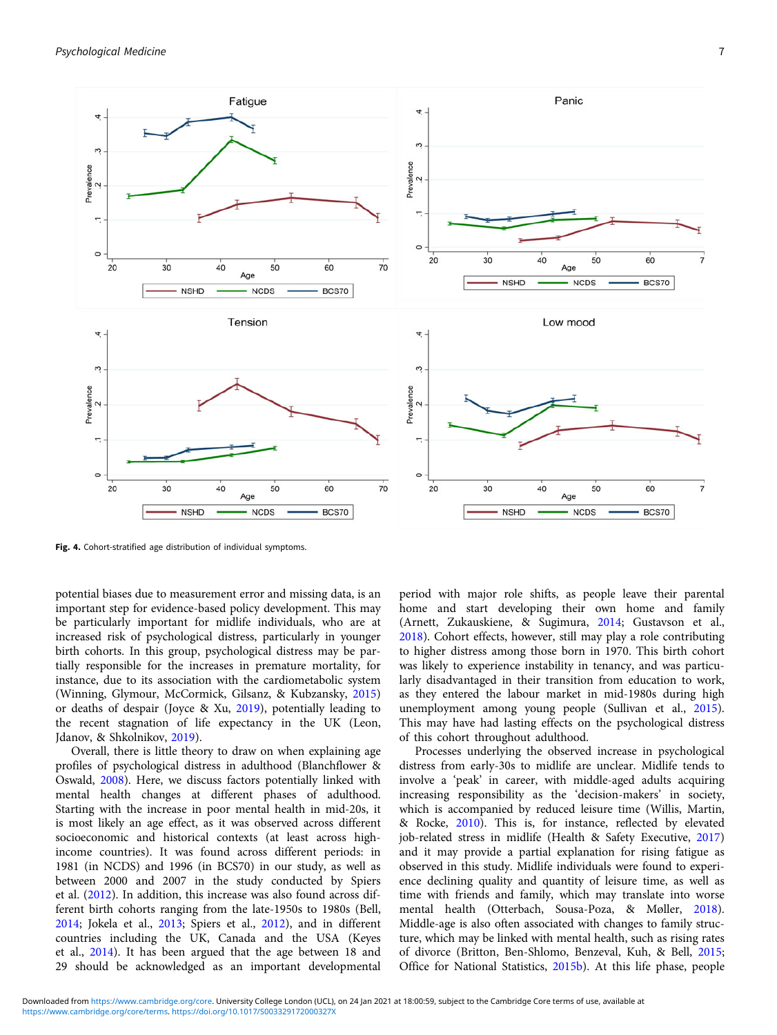Fig. 4. Cohort-stratified age distribution of individual symptoms.

potential biases due to measurement error and missing data, is an important step for evidence-based policy development. This may be particularly important for midlife individuals, who are at increased risk of psychological distress, particularly in younger birth cohorts. In this group, psychological distress may be partially responsible for the increases in premature mortality, for instance, due to its association with the cardiometabolic system (Winning, Glymour, McCormick, Gilsanz, & Kubzansky, 2015) or deaths of despair (Joyce & Xu, 2019), potentially leading to the recent stagnation of life expectancy in the UK (Leon, Jdanov, & Shkolnikov, 2019).

Overall, there is little theory to draw on when explaining age profiles of psychological distress in adulthood (Blanchflower & Oswald, 2008). Here, we discuss factors potentially linked with mental health changes at different phases of adulthood. Starting with the increase in poor mental health in mid-20s, it is most likely an age effect, as it was observed across different socioeconomic and historical contexts (at least across high-income countries). It was found across different periods: in 1981 (in NCDS) and 1996 (in BCS70) in our study, as well as between 2000 and 2007 in the study conducted by Spiers et al. (2012). In addition, this increase was also found across different birth cohorts ranging from the late-1950s to 1980s (Bell, 2014; Jokela et al., 2013; Spiers et al., 2012), and in different countries including the UK, Canada and the USA (Keyes et al., 2014). It has been argued that the age between 18 and 29 should be acknowledged as an important developmental period with major role shifts, as people leave their parental home and start developing their own home and family (Arnett, Zukauskiene, & Sugimura, 2014; Gustavson et al., 2018). Cohort effects, however, still may play a role contributing to higher distress among those born in 1970. This birth cohort was likely to experience instability in tenancy, and was particularly disadvantaged in their transition from education to work, as they entered the labour market in mid-1980s during high unemployment among young people (Sullivan et al., 2015). This may have had lasting effects on the psychological distress of this cohort throughout adulthood.

Processes underlying the observed increase in psychological distress from early-30s to midlife are unclear. Midlife tends to involve a 'peak' in career, with middle-aged adults acquiring increasing responsibility as the 'decision-makers' in society, which is accompanied by reduced leisure time (Willis, Martin, & Rocke, 2010). This is, for instance, reflected by elevated job-related stress in midlife (Health & Safety Executive, 2017) and it may provide a partial explanation for rising fatigue as observed in this study. Midlife individuals were found to experience declining quality and quantity of leisure time, as well as time with friends and family, which may translate into worse mental health (Otterbach, Sousa-Poza, & Møller, 2018). Middle-age is also often associated with changes to family structure, which may be linked with mental health, such as rising rates of divorce (Britton, Ben-Shlomo, Benzeval, Kuh, & Bell, 2015; Office for National Statistics, 2015b). At this life phase, people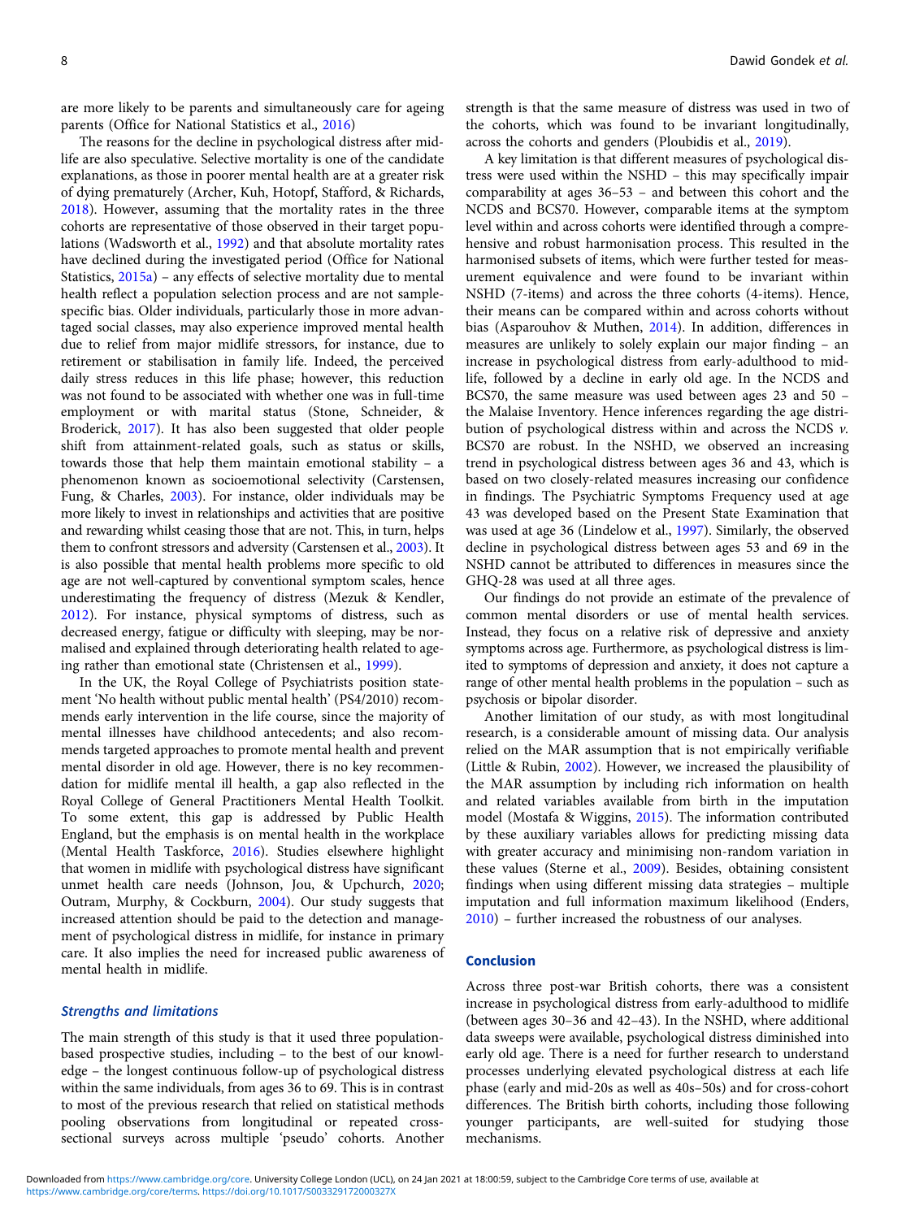are more likely to be parents and simultaneously care for ageing parents (Office for National Statistics et al., 2016)

The reasons for the decline in psychological distress after midlife are also speculative. Selective mortality is one of the candidate explanations, as those in poorer mental health are at a greater risk of dying prematurely (Archer, Kuh, Hotopf, Stafford, & Richards, 2018). However, assuming that the mortality rates in the three cohorts are representative of those observed in their target populations (Wadsworth et al., 1992) and that absolute mortality rates have declined during the investigated period (Office for National Statistics, 2015a) – any effects of selective mortality due to mental health reflect a population selection process and are not sample-specific bias. Older individuals, particularly those in more advantaged social classes, may also experience improved mental health due to relief from major midlife stressors, for instance, due to retirement or stabilisation in family life. Indeed, the perceived daily stress reduces in this life phase; however, this reduction was not found to be associated with whether one was in full-time employment or with marital status (Stone, Schneider, & Broderick, 2017). It has also been suggested that older people shift from attainment-related goals, such as status or skills, towards those that help them maintain emotional stability – a phenomenon known as socioemotional selectivity (Carstensen, Fung, & Charles, 2003). For instance, older individuals may be more likely to invest in relationships and activities that are positive and rewarding whilst ceasing those that are not. This, in turn, helps them to confront stressors and adversity (Carstensen et al., 2003). It is also possible that mental health problems more specific to old age are not well-captured by conventional symptom scales, hence underestimating the frequency of distress (Mezuk & Kendler, 2012). For instance, physical symptoms of distress, such as decreased energy, fatigue or difficulty with sleeping, may be normalised and explained through deteriorating health related to ageing rather than emotional state (Christensen et al., 1999).

In the UK, the Royal College of Psychiatrists position statement 'No health without public mental health' (PS4/2010) recommends early intervention in the life course, since the majority of mental illnesses have childhood antecedents; and also recommends targeted approaches to promote mental health and prevent mental disorder in old age. However, there is no key recommendation for midlife mental ill health, a gap also reflected in the Royal College of General Practitioners Mental Health Toolkit. To some extent, this gap is addressed by Public Health England, but the emphasis is on mental health in the workplace (Mental Health Taskforce, 2016). Studies elsewhere highlight that women in midlife with psychological distress have significant unmet health care needs (Johnson, Jou, & Upchurch, 2020; Outram, Murphy, & Cockburn, 2004). Our study suggests that increased attention should be paid to the detection and management of psychological distress in midlife, for instance in primary care. It also implies the need for increased public awareness of mental health in midlife.

### Strengths and limitations

The main strength of this study is that it used three population-based prospective studies, including – to the best of our knowledge – the longest continuous follow-up of psychological distress within the same individuals, from ages 36 to 69. This is in contrast to most of the previous research that relied on statistical methods pooling observations from longitudinal or repeated cross-sectional surveys across multiple 'pseudo' cohorts. Another strength is that the same measure of distress was used in two of the cohorts, which was found to be invariant longitudinally, across the cohorts and genders (Ploubidis et al., 2019).

A key limitation is that different measures of psychological distress were used within the NSHD – this may specifically impair comparability at ages 36–53 – and between this cohort and the NCDS and BCS70. However, comparable items at the symptom level within and across cohorts were identified through a comprehensive and robust harmonisation process. This resulted in the harmonised subsets of items, which were further tested for measurement equivalence and were found to be invariant within NSHD (7-items) and across the three cohorts (4-items). Hence, their means can be compared within and across cohorts without bias (Asparouhov & Muthen, 2014). In addition, differences in measures are unlikely to solely explain our major finding – an increase in psychological distress from early-adulthood to midlife, followed by a decline in early old age. In the NCDS and BCS70, the same measure was used between ages 23 and 50 – the Malaise Inventory. Hence inferences regarding the age distribution of psychological distress within and across the NCDS *v.* BCS70 are robust. In the NSHD, we observed an increasing trend in psychological distress between ages 36 and 43, which is based on two closely-related measures increasing our confidence in findings. The Psychiatric Symptoms Frequency used at age 43 was developed based on the Present State Examination that was used at age 36 (Lindelow et al., 1997). Similarly, the observed decline in psychological distress between ages 53 and 69 in the NSHD cannot be attributed to differences in measures since the GHQ-28 was used at all three ages.

Our findings do not provide an estimate of the prevalence of common mental disorders or use of mental health services. Instead, they focus on a relative risk of depressive and anxiety symptoms across age. Furthermore, as psychological distress is limited to symptoms of depression and anxiety, it does not capture a range of other mental health problems in the population – such as psychosis or bipolar disorder.

Another limitation of our study, as with most longitudinal research, is a considerable amount of missing data. Our analysis relied on the MAR assumption that is not empirically verifiable (Little & Rubin, 2002). However, we increased the plausibility of the MAR assumption by including rich information on health and related variables available from birth in the imputation model (Mostafa & Wiggins, 2015). The information contributed by these auxiliary variables allows for predicting missing data with greater accuracy and minimising non-random variation in these values (Sterne et al., 2009). Besides, obtaining consistent findings when using different missing data strategies – multiple imputation and full information maximum likelihood (Enders, 2010) – further increased the robustness of our analyses.

## Conclusion

Across three post-war British cohorts, there was a consistent increase in psychological distress from early-adulthood to midlife (between ages 30–36 and 42–43). In the NSHD, where additional data sweeps were available, psychological distress diminished into early old age. There is a need for further research to understand processes underlying elevated psychological distress at each life phase (early and mid-20s as well as 40s–50s) and for cross-cohort differences. The British birth cohorts, including those following younger participants, are well-suited for studying those mechanisms.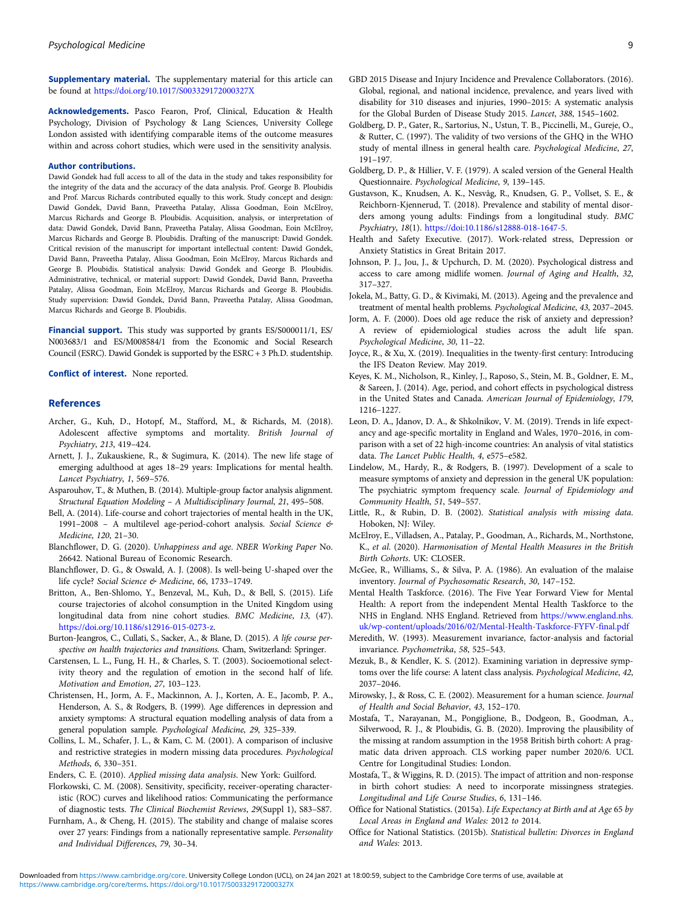**Supplementary material.** The supplementary material for this article can be found at https://doi.org/10.1017/S003329172000327X

**Acknowledgements.** Pasco Fearon, Prof, Clinical, Education & Health Psychology, Division of Psychology & Lang Sciences, University College London assisted with identifying comparable items of the outcome measures within and across cohort studies, which were used in the sensitivity analysis.

**Author contributions.**
Dawid Gondek had full access to all of the data in the study and takes responsibility for the integrity of the data and the accuracy of the data analysis. Prof. George B. Ploubidis and Prof. Marcus Richards contributed equally to this work. Study concept and design: Dawid Gondek, David Bann, Praveetha Patalay, Alissa Goodman, Eoin McElroy, Marcus Richards and George B. Ploubidis. Acquisition, analysis, or interpretation of data: Dawid Gondek, David Bann, Praveetha Patalay, Alissa Goodman, Eoin McElroy, Marcus Richards and George B. Ploubidis. Drafting of the manuscript: Dawid Gondek. Critical revision of the manuscript for important intellectual content: Dawid Gondek, David Bann, Praveetha Patalay, Alissa Goodman, Eoin McElroy, Marcus Richards and George B. Ploubidis. Statistical analysis: Dawid Gondek and George B. Ploubidis. Administrative, technical, or material support: Dawid Gondek, David Bann, Praveetha Patalay, Alissa Goodman, Eoin McElroy, Marcus Richards and George B. Ploubidis. Study supervision: Dawid Gondek, David Bann, Praveetha Patalay, Alissa Goodman, Marcus Richards and George B. Ploubidis.

**Financial support.** This study was supported by grants ES/S000011/1, ES/N003683/1 and ES/M008584/1 from the Economic and Social Research Council (ESRC). Dawid Gondek is supported by the ESRC + 3 Ph.D. studentship.

**Conflict of interest.** None reported.

## References

Archer, G., Kuh, D., Hotopf, M., Stafford, M., & Richards, M. (2018). Adolescent affective symptoms and mortality. *British Journal of Psychiatry*, *213*, 419–424.

Arnett, J. J., Zukauskiene, R., & Sugimura, K. (2014). The new life stage of emerging adulthood at ages 18–29 years: Implications for mental health. *Lancet Psychiatry*, *1*, 569–576.

Asparouhov, T., & Muthen, B. (2014). Multiple-group factor analysis alignment. *Structural Equation Modeling – A Multidisciplinary Journal*, *21*, 495–508.

Bell, A. (2014). Life-course and cohort trajectories of mental health in the UK, 1991–2008 – A multilevel age-period-cohort analysis. *Social Science & Medicine*, *120*, 21–30.

Blanchflower, D. G. (2020). *Unhappiness and age. NBER Working Paper* No. 26642. National Bureau of Economic Research.

Blanchflower, D. G., & Oswald, A. J. (2008). Is well-being U-shaped over the life cycle? *Social Science & Medicine*, *66*, 1733–1749.

Britton, A., Ben-Shlomo, Y., Benzeval, M., Kuh, D., & Bell, S. (2015). Life course trajectories of alcohol consumption in the United Kingdom using longitudinal data from nine cohort studies. *BMC Medicine*, *13*, (47). https://doi.org/10.1186/s12916-015-0273-z.

Burton-Jeangros, C., Cullati, S., Sacker, A., & Blane, D. (2015). *A life course perspective on health trajectories and transitions.* Cham, Switzerland: Springer.

Carstensen, L. L., Fung, H. H., & Charles, S. T. (2003). Socioemotional selectivity theory and the regulation of emotion in the second half of life. *Motivation and Emotion*, *27*, 103–123.

Christensen, H., Jorm, A. F., Mackinnon, A. J., Korten, A. E., Jacomb, P. A., Henderson, A. S., & Rodgers, B. (1999). Age differences in depression and anxiety symptoms: A structural equation modelling analysis of data from a general population sample. *Psychological Medicine*, *29*, 325–339.

Collins, L. M., Schafer, J. L., & Kam, C. M. (2001). A comparison of inclusive and restrictive strategies in modern missing data procedures. *Psychological Methods*, *6*, 330–351.

Enders, C. E. (2010). *Applied missing data analysis*. New York: Guilford.

Florkowski, C. M. (2008). Sensitivity, specificity, receiver-operating characteristic (ROC) curves and likelihood ratios: Communicating the performance of diagnostic tests. *The Clinical Biochemist Reviews*, *29*(Suppl 1), S83–S87.

Furnham, A., & Cheng, H. (2015). The stability and change of malaise scores over 27 years: Findings from a nationally representative sample. *Personality and Individual Differences*, *79*, 30–34.

GBD 2015 Disease and Injury Incidence and Prevalence Collaborators. (2016). Global, regional, and national incidence, prevalence, and years lived with disability for 310 diseases and injuries, 1990–2015: A systematic analysis for the Global Burden of Disease Study 2015. *Lancet*, *388*, 1545–1602.

Goldberg, D. P., Gater, R., Sartorius, N., Ustun, T. B., Piccinelli, M., Gureje, O., & Rutter, C. (1997). The validity of two versions of the GHQ in the WHO study of mental illness in general health care. *Psychological Medicine*, *27*, 191–197.

Goldberg, D. P., & Hillier, V. F. (1979). A scaled version of the General Health Questionnaire. *Psychological Medicine*, *9*, 139–145.

Gustavson, K., Knudsen, A. K., Nesvåg, R., Knudsen, G. P., Vollset, S. E., & Reichborn-Kjennerud, T. (2018). Prevalence and stability of mental disorders among young adults: Findings from a longitudinal study. *BMC Psychiatry*, *18*(1). https://doi:10.1186/s12888-018-1647-5.

Health and Safety Executive. (2017). Work-related stress, Depression or Anxiety Statistics in Great Britain 2017.

Johnson, P. J., Jou, J., & Upchurch, D. M. (2020). Psychological distress and access to care among midlife women. *Journal of Aging and Health*, *32*, 317–327.

Jokela, M., Batty, G. D., & Kivimaki, M. (2013). Ageing and the prevalence and treatment of mental health problems. *Psychological Medicine*, *43*, 2037–2045.

Jorm, A. F. (2000). Does old age reduce the risk of anxiety and depression? A review of epidemiological studies across the adult life span. *Psychological Medicine*, *30*, 11–22.

Joyce, R., & Xu, X. (2019). Inequalities in the twenty-first century: Introducing the IFS Deaton Review. May 2019.

Keyes, K. M., Nicholson, R., Kinley, J., Raposo, S., Stein, M. B., Goldner, E. M., & Sareen, J. (2014). Age, period, and cohort effects in psychological distress in the United States and Canada. *American Journal of Epidemiology*, *179*, 1216–1227.

Leon, D. A., Jdanov, D. A., & Shkolnikov, V. M. (2019). Trends in life expectancy and age-specific mortality in England and Wales, 1970–2016, in comparison with a set of 22 high-income countries: An analysis of vital statistics data. *The Lancet Public Health*, *4*, e575–e582.

Lindelow, M., Hardy, R., & Rodgers, B. (1997). Development of a scale to measure symptoms of anxiety and depression in the general UK population: The psychiatric symptom frequency scale. *Journal of Epidemiology and Community Health*, *51*, 549–557.

Little, R., & Rubin, D. B. (2002). *Statistical analysis with missing data*. Hoboken, NJ: Wiley.

McElroy, E., Villadsen, A., Patalay, P., Goodman, A., Richards, M., Northstone, K., *et al.* (2020). *Harmonisation of Mental Health Measures in the British Birth Cohorts*. UK: CLOSER.

McGee, R., Williams, S., & Silva, P. A. (1986). An evaluation of the malaise inventory. *Journal of Psychosomatic Research*, *30*, 147–152.

Mental Health Taskforce. (2016). The Five Year Forward View for Mental Health: A report from the independent Mental Health Taskforce to the NHS in England. NHS England. Retrieved from https://www.england.nhs.uk/wp-content/uploads/2016/02/Mental-Health-Taskforce-FYFV-final.pdf

Meredith, W. (1993). Measurement invariance, factor-analysis and factorial invariance. *Psychometrika*, *58*, 525–543.

Mezuk, B., & Kendler, K. S. (2012). Examining variation in depressive symptoms over the life course: A latent class analysis. *Psychological Medicine*, *42*, 2037–2046.

Mirowsky, J., & Ross, C. E. (2002). Measurement for a human science. *Journal of Health and Social Behavior*, *43*, 152–170.

Mostafa, T., Narayanan, M., Pongiglione, B., Dodgeon, B., Goodman, A., Silverwood, R. J., & Ploubidis, G. B. (2020). Improving the plausibility of the missing at random assumption in the 1958 British birth cohort: A pragmatic data driven approach. CLS working paper number 2020/6. UCL Centre for Longitudinal Studies: London.

Mostafa, T., & Wiggins, R. D. (2015). The impact of attrition and non-response in birth cohort studies: A need to incorporate missingness strategies. *Longitudinal and Life Course Studies*, *6*, 131–146.

Office for National Statistics. (2015a). *Life Expectancy at Birth and at Age 65 by Local Areas in England and Wales: 2012 to 2014*.

Office for National Statistics. (2015b). *Statistical bulletin: Divorces in England and Wales: 2013*.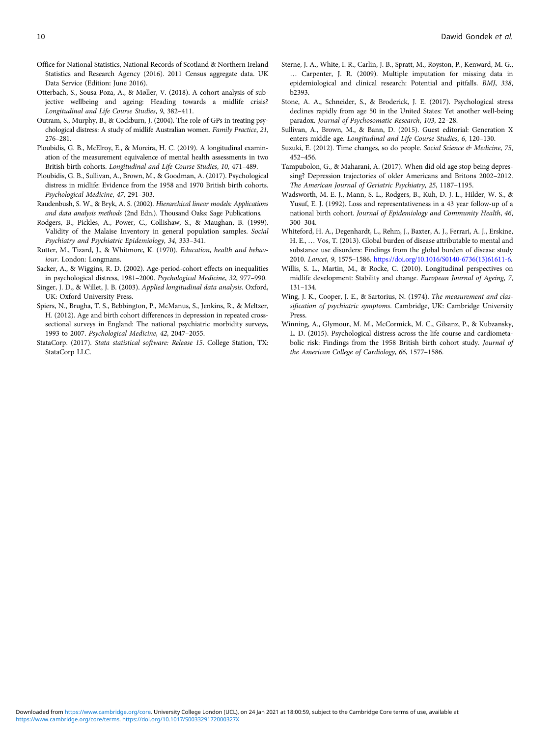Office for National Statistics, National Records of Scotland & Northern Ireland Statistics and Research Agency (2016). 2011 Census aggregate data. UK Data Service (Edition: June 2016).

Otterbach, S., Sousa-Poza, A., & Møller, V. (2018). A cohort analysis of subjective wellbeing and ageing: Heading towards a midlife crisis? *Longitudinal and Life Course Studies*, *9*, 382–411.

Outram, S., Murphy, B., & Cockburn, J. (2004). The role of GPs in treating psychological distress: A study of midlife Australian women. *Family Practice*, *21*, 276–281.

Ploubidis, G. B., McElroy, E., & Moreira, H. C. (2019). A longitudinal examination of the measurement equivalence of mental health assessments in two British birth cohorts. *Longitudinal and Life Course Studies*, *10*, 471–489.

Ploubidis, G. B., Sullivan, A., Brown, M., & Goodman, A. (2017). Psychological distress in midlife: Evidence from the 1958 and 1970 British birth cohorts. *Psychological Medicine*, *47*, 291–303.

Raudenbush, S. W., & Bryk, A. S. (2002). *Hierarchical linear models: Applications and data analysis methods* (2nd Edn.). Thousand Oaks: Sage Publications.

Rodgers, B., Pickles, A., Power, C., Collishaw, S., & Maughan, B. (1999). Validity of the Malaise Inventory in general population samples. *Social Psychiatry and Psychiatric Epidemiology*, *34*, 333–341.

Rutter, M., Tizard, J., & Whitmore, K. (1970). *Education, health and behaviour*. London: Longmans.

Sacker, A., & Wiggins, R. D. (2002). Age-period-cohort effects on inequalities in psychological distress, 1981–2000. *Psychological Medicine*, *32*, 977–990.

Singer, J. D., & Willet, J. B. (2003). *Applied longitudinal data analysis*. Oxford, UK: Oxford University Press.

Spiers, N., Brugha, T. S., Bebbington, P., McManus, S., Jenkins, R., & Meltzer, H. (2012). Age and birth cohort differences in depression in repeated cross-sectional surveys in England: The national psychiatric morbidity surveys, 1993 to 2007. *Psychological Medicine*, *42*, 2047–2055.

StataCorp. (2017). *Stata statistical software: Release 15*. College Station, TX: StataCorp LLC.

Sterne, J. A., White, I. R., Carlin, J. B., Spratt, M., Royston, P., Kenward, M. G., … Carpenter, J. R. (2009). Multiple imputation for missing data in epidemiological and clinical research: Potential and pitfalls. *BMJ*, *338*, b2393.

Stone, A. A., Schneider, S., & Broderick, J. E. (2017). Psychological stress declines rapidly from age 50 in the United States: Yet another well-being paradox. *Journal of Psychosomatic Research*, *103*, 22–28.

Sullivan, A., Brown, M., & Bann, D. (2015). Guest editorial: Generation X enters middle age. *Longitudinal and Life Course Studies*, *6*, 120–130.

Suzuki, E. (2012). Time changes, so do people. *Social Science & Medicine*, *75*, 452–456.

Tampubolon, G., & Maharani, A. (2017). When did old age stop being depressing? Depression trajectories of older Americans and Britons 2002–2012. *The American Journal of Geriatric Psychiatry*, *25*, 1187–1195.

Wadsworth, M. E. J., Mann, S. L., Rodgers, B., Kuh, D. J. L., Hilder, W. S., & Yusuf, E. J. (1992). Loss and representativeness in a 43 year follow-up of a national birth cohort. *Journal of Epidemiology and Community Health*, *46*, 300–304.

Whiteford, H. A., Degenhardt, L., Rehm, J., Baxter, A. J., Ferrari, A. J., Erskine, H. E., … Vos, T. (2013). Global burden of disease attributable to mental and substance use disorders: Findings from the global burden of disease study 2010. *Lancet*, *9*, 1575–1586. https://doi.org/10.1016/S0140-6736(13)61611-6.

Willis, S. L., Martin, M., & Rocke, C. (2010). Longitudinal perspectives on midlife development: Stability and change. *European Journal of Ageing*, *7*, 131–134.

Wing, J. K., Cooper, J. E., & Sartorius, N. (1974). *The measurement and classification of psychiatric symptoms*. Cambridge, UK: Cambridge University Press.

Winning, A., Glymour, M. M., McCormick, M. C., Gilsanz, P., & Kubzansky, L. D. (2015). Psychological distress across the life course and cardiometabolic risk: Findings from the 1958 British birth cohort study. *Journal of the American College of Cardiology*, *66*, 1577–1586.